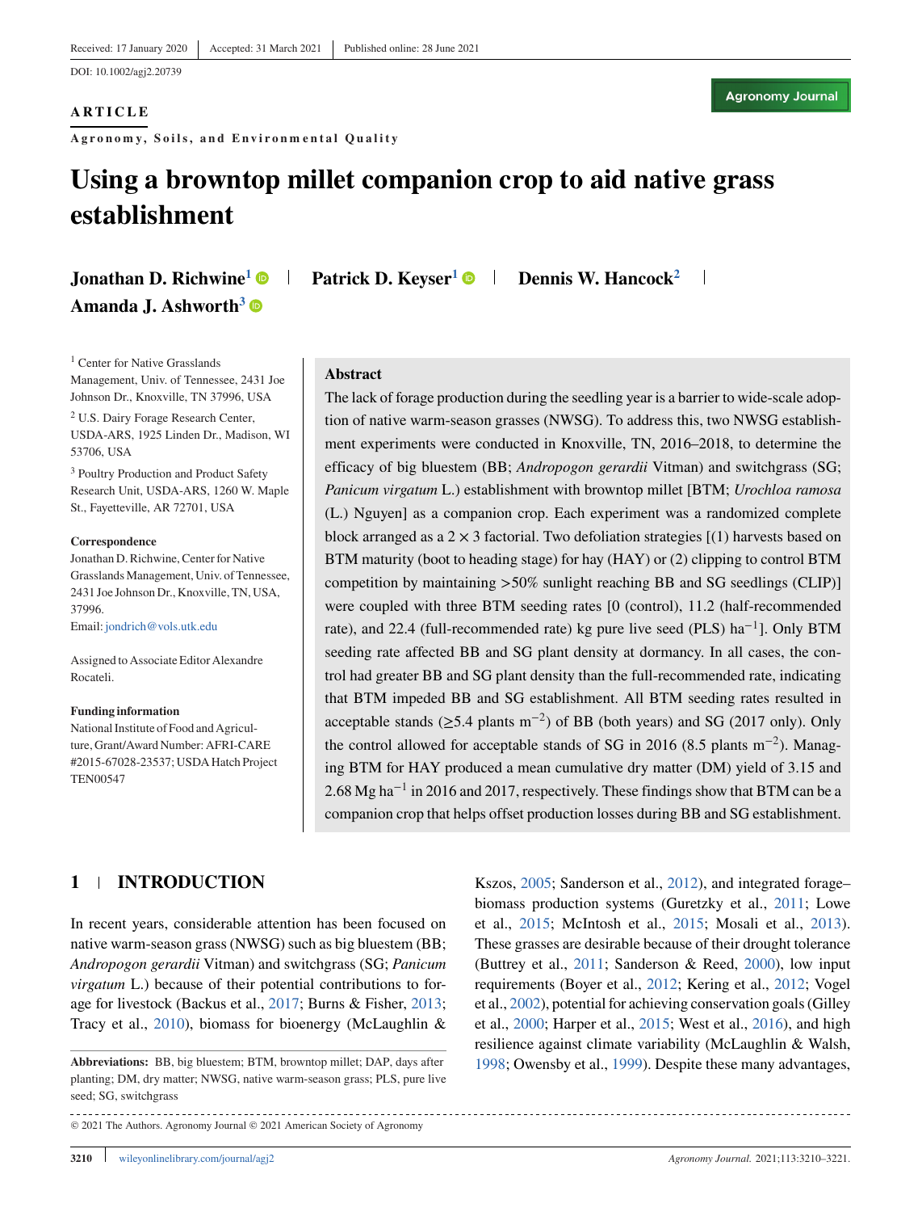Received: 17 January 2020 | Accepted: 31 March 2021 | Published online: 28 June 2021

DOI: 10.1002/agj2.20739

**ARTICLE**

**Agronomy, Soils, and Environmental Quality**

# Using a browntop millet companion crop to aid native grass establishment

**Jonathan D. Richwine**[1] | **Patrick D. Keyser**[1] | **Dennis W. Hancock**[2] | **Amanda J. Ashworth**[3]

[1] Center for Native Grasslands Management, Univ. of Tennessee, 2431 Joe Johnson Dr., Knoxville, TN 37996, USA

[2] U.S. Dairy Forage Research Center, USDA-ARS, 1925 Linden Dr., Madison, WI 53706, USA

[3] Poultry Production and Product Safety Research Unit, USDA-ARS, 1260 W. Maple St., Fayetteville, AR 72701, USA

**Correspondence**

Jonathan D. Richwine, Center for Native Grasslands Management, Univ. of Tennessee, 2431 Joe Johnson Dr., Knoxville, TN, USA, 37996.

Email: jondrich@vols.utk.edu

Assigned to Associate Editor Alexandre Rocateli.

**Funding information**

National Institute of Food and Agriculture, Grant/Award Number: AFRI-CARE #2015-67028-23537; USDA Hatch Project TEN00547

## Abstract

The lack of forage production during the seedling year is a barrier to wide-scale adoption of native warm-season grasses (NWSG). To address this, two NWSG establishment experiments were conducted in Knoxville, TN, 2016–2018, to determine the efficacy of big bluestem (BB; *Andropogon gerardii* Vitman) and switchgrass (SG; *Panicum virgatum* L.) establishment with browntop millet [BTM; *Urochloa ramosa* (L.) Nguyen] as a companion crop. Each experiment was a randomized complete block arranged as a $2 \times 3$ factorial. Two defoliation strategies [(1) harvests based on BTM maturity (boot to heading stage) for hay (HAY) or (2) clipping to control BTM competition by maintaining >50% sunlight reaching BB and SG seedlings (CLIP)] were coupled with three BTM seeding rates [0 (control), 11.2 (half-recommended rate), and 22.4 (full-recommended rate) kg pure live seed (PLS) ha$^{-1}$]. Only BTM seeding rate affected BB and SG plant density at dormancy. In all cases, the control had greater BB and SG plant density than the full-recommended rate, indicating that BTM impeded BB and SG establishment. All BTM seeding rates resulted in acceptable stands ($\geq$5.4 plants m$^{-2}$) of BB (both years) and SG (2017 only). Only the control allowed for acceptable stands of SG in 2016 (8.5 plants m$^{-2}$). Managing BTM for HAY produced a mean cumulative dry matter (DM) yield of 3.15 and 2.68 Mg ha$^{-1}$ in 2016 and 2017, respectively. These findings show that BTM can be a companion crop that helps offset production losses during BB and SG establishment.

## 1 | INTRODUCTION

In recent years, considerable attention has been focused on native warm-season grass (NWSG) such as big bluestem (BB; *Andropogon gerardii* Vitman) and switchgrass (SG; *Panicum virgatum* L.) because of their potential contributions to forage for livestock (Backus et al., 2017; Burns & Fisher, 2013; Tracy et al., 2010), biomass for bioenergy (McLaughlin & Kszos, 2005; Sanderson et al., 2012), and integrated forage–biomass production systems (Guretzky et al., 2011; Lowe et al., 2015; McIntosh et al., 2015; Mosali et al., 2013). These grasses are desirable because of their drought tolerance (Buttrey et al., 2011; Sanderson & Reed, 2000), low input requirements (Boyer et al., 2012; Kering et al., 2012; Vogel et al., 2002), potential for achieving conservation goals (Gilley et al., 2000; Harper et al., 2015; West et al., 2016), and high resilience against climate variability (McLaughlin & Walsh, 1998; Owensby et al., 1999). Despite these many advantages,

**Abbreviations:** BB, big bluestem; BTM, browntop millet; DAP, days after planting; DM, dry matter; NWSG, native warm-season grass; PLS, pure live seed; SG, switchgrass.

© 2021 The Authors. Agronomy Journal © 2021 American Society of Agronomy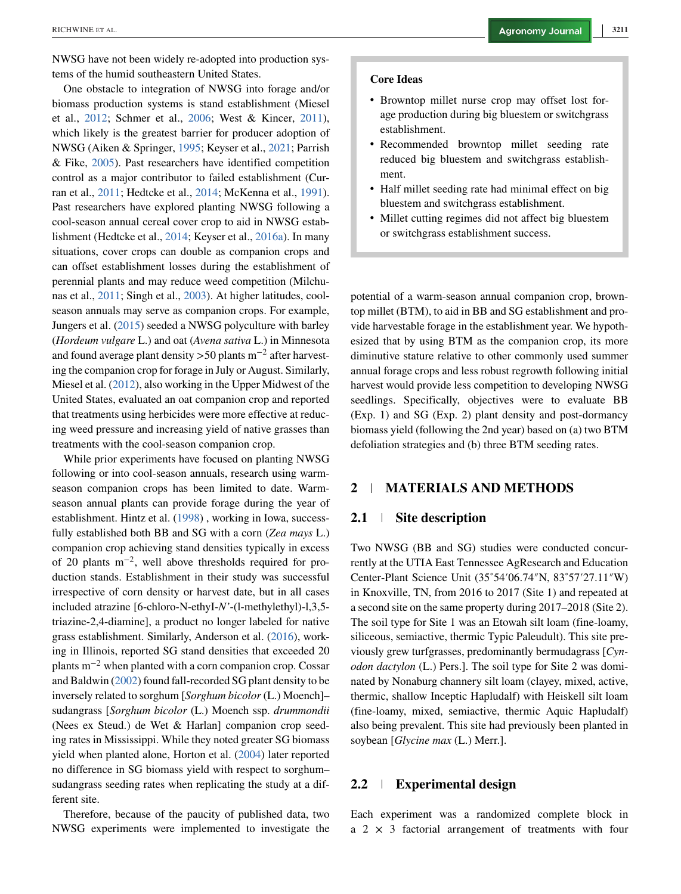NWSG have not been widely re-adopted into production systems of the humid southeastern United States.

One obstacle to integration of NWSG into forage and/or biomass production systems is stand establishment (Miesel et al., 2012; Schmer et al., 2006; West & Kincer, 2011), which likely is the greatest barrier for producer adoption of NWSG (Aiken & Springer, 1995; Keyser et al., 2021; Parrish & Fike, 2005). Past researchers have identified competition control as a major contributor to failed establishment (Curran et al., 2011; Hedtcke et al., 2014; McKenna et al., 1991). Past researchers have explored planting NWSG following a cool-season annual cereal cover crop to aid in NWSG establishment (Hedtcke et al., 2014; Keyser et al., 2016a). In many situations, cover crops can double as companion crops and can offset establishment losses during the establishment of perennial plants and may reduce weed competition (Milchunas et al., 2011; Singh et al., 2003). At higher latitudes, cool-season annuals may serve as companion crops. For example, Jungers et al. (2015) seeded a NWSG polyculture with barley (*Hordeum vulgare* L.) and oat (*Avena sativa* L.) in Minnesota and found average plant density >50 plants $m^{-2}$ after harvesting the companion crop for forage in July or August. Similarly, Miesel et al. (2012), also working in the Upper Midwest of the United States, evaluated an oat companion crop and reported that treatments using herbicides were more effective at reducing weed pressure and increasing yield of native grasses than treatments with the cool-season companion crop.

While prior experiments have focused on planting NWSG following or into cool-season annuals, research using warm-season companion crops has been limited to date. Warm-season annual plants can provide forage during the year of establishment. Hintz et al. (1998) , working in Iowa, successfully established both BB and SG with a corn (*Zea mays* L.) companion crop achieving stand densities typically in excess of 20 plants $m^{-2}$, well above thresholds required for production stands. Establishment in their study was successful irrespective of corn density or harvest date, but in all cases included atrazine [6-chloro-N-ethyl-*N'*-(l-methylethyl)-l,3,5-triazine-2,4-diamine], a product no longer labeled for native grass establishment. Similarly, Anderson et al. (2016), working in Illinois, reported SG stand densities that exceeded 20 plants $m^{-2}$ when planted with a corn companion crop. Cossar and Baldwin (2002) found fall-recorded SG plant density to be inversely related to sorghum [*Sorghum bicolor* (L.) Moench]–sudangrass [*Sorghum bicolor* (L.) Moench ssp. *drummondii* (Nees ex Steud.) de Wet & Harlan] companion crop seeding rates in Mississippi. While they noted greater SG biomass yield when planted alone, Horton et al. (2004) later reported no difference in SG biomass yield with respect to sorghum–sudangrass seeding rates when replicating the study at a different site.

Therefore, because of the paucity of published data, two NWSG experiments were implemented to investigate the potential of a warm-season annual companion crop, browntop millet (BTM), to aid in BB and SG establishment and provide harvestable forage in the establishment year. We hypothesized that by using BTM as the companion crop, its more diminutive stature relative to other commonly used summer annual forage crops and less robust regrowth following initial harvest would provide less competition to developing NWSG seedlings. Specifically, objectives were to evaluate BB (Exp. 1) and SG (Exp. 2) plant density and post-dormancy biomass yield (following the 2nd year) based on (a) two BTM defoliation strategies and (b) three BTM seeding rates.

> **Core Ideas**
>
> - Browntop millet nurse crop may offset lost forage production during big bluestem or switchgrass establishment.
> - Recommended browntop millet seeding rate reduced big bluestem and switchgrass establishment.
> - Half millet seeding rate had minimal effect on big bluestem and switchgrass establishment.
> - Millet cutting regimes did not affect big bluestem or switchgrass establishment success.

## 2 | MATERIALS AND METHODS

### 2.1 | Site description

Two NWSG (BB and SG) studies were conducted concurrently at the UTIA East Tennessee AgResearch and Education Center-Plant Science Unit (35˚54′06.74″N, 83˚57′27.11″W) in Knoxville, TN, from 2016 to 2017 (Site 1) and repeated at a second site on the same property during 2017–2018 (Site 2). The soil type for Site 1 was an Etowah silt loam (fine-loamy, siliceous, semiactive, thermic Typic Paleudult). This site previously grew turfgrasses, predominantly bermudagrass [*Cynodon dactylon* (L.) Pers.]. The soil type for Site 2 was dominated by Nonaburg channery silt loam (clayey, mixed, active, thermic, shallow Inceptic Hapludalf) with Heiskell silt loam (fine-loamy, mixed, semiactive, thermic Aquic Hapludalf) also being prevalent. This site had previously been planted in soybean [*Glycine max* (L.) Merr.].

### 2.2 | Experimental design

Each experiment was a randomized complete block in a 2 × 3 factorial arrangement of treatments with four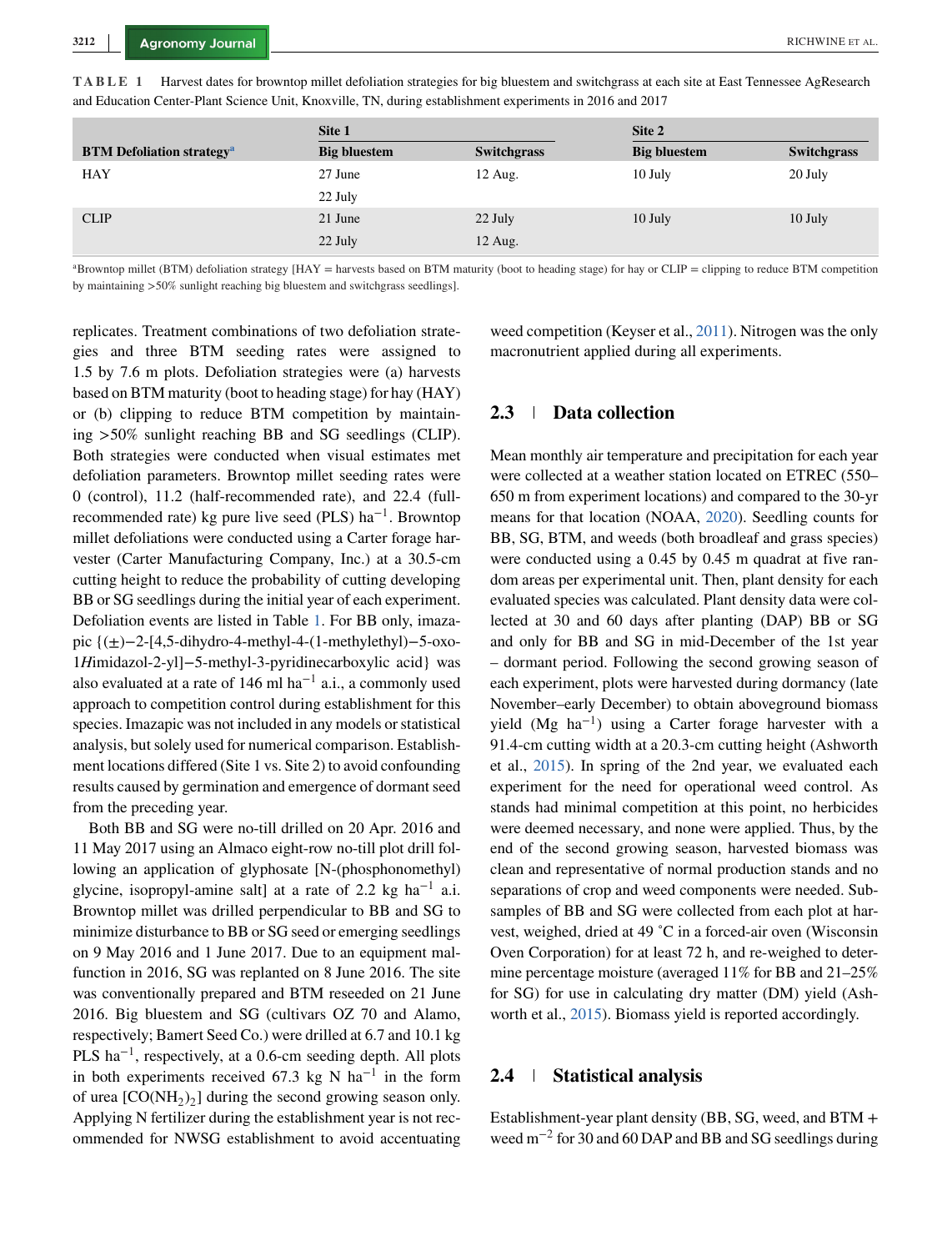**TABLE 1** Harvest dates for browntop millet defoliation strategies for big bluestem and switchgrass at each site at East Tennessee AgResearch and Education Center-Plant Science Unit, Knoxville, TN, during establishment experiments in 2016 and 2017

| | Site 1 | | Site 2 | |
|---|---|---|---|---|
| **BTM Defoliation strategy**[a] | **Big bluestem** | **Switchgrass** | **Big bluestem** | **Switchgrass** |
| HAY | 27 June | 12 Aug. | 10 July | 20 July |
| | 22 July | | | |
| CLIP | 21 June | 22 July | 10 July | 10 July |
| | 22 July | 12 Aug. | | |

[a]Browntop millet (BTM) defoliation strategy [HAY = harvests based on BTM maturity (boot to heading stage) for hay or CLIP = clipping to reduce BTM competition by maintaining >50% sunlight reaching big bluestem and switchgrass seedlings].

replicates. Treatment combinations of two defoliation strategies and three BTM seeding rates were assigned to 1.5 by 7.6 m plots. Defoliation strategies were (a) harvests based on BTM maturity (boot to heading stage) for hay (HAY) or (b) clipping to reduce BTM competition by maintaining >50% sunlight reaching BB and SG seedlings (CLIP). Both strategies were conducted when visual estimates met defoliation parameters. Browntop millet seeding rates were 0 (control), 11.2 (half-recommended rate), and 22.4 (full-recommended rate) kg pure live seed (PLS) $ha^{-1}$. Browntop millet defoliations were conducted using a Carter forage harvester (Carter Manufacturing Company, Inc.) at a 30.5-cm cutting height to reduce the probability of cutting developing BB or SG seedlings during the initial year of each experiment. Defoliation events are listed in Table 1. For BB only, imazapic {(±)−2-[4,5-dihydro-4-methyl-4-(1-methylethyl)−5-oxo-1*H*imidazol-2-yl]−5-methyl-3-pyridinecarboxylic acid} was also evaluated at a rate of 146 ml $ha^{-1}$ a.i., a commonly used approach to competition control during establishment for this species. Imazapic was not included in any models or statistical analysis, but solely used for numerical comparison. Establishment locations differed (Site 1 vs. Site 2) to avoid confounding results caused by germination and emergence of dormant seed from the preceding year.

Both BB and SG were no-till drilled on 20 Apr. 2016 and 11 May 2017 using an Almaco eight-row no-till plot drill following an application of glyphosate [N-(phosphonomethyl) glycine, isopropyl-amine salt] at a rate of 2.2 kg $ha^{-1}$ a.i. Browntop millet was drilled perpendicular to BB and SG to minimize disturbance to BB or SG seed or emerging seedlings on 9 May 2016 and 1 June 2017. Due to an equipment malfunction in 2016, SG was replanted on 8 June 2016. The site was conventionally prepared and BTM reseeded on 21 June 2016. Big bluestem and SG (cultivars OZ 70 and Alamo, respectively; Bamert Seed Co.) were drilled at 6.7 and 10.1 kg PLS $ha^{-1}$, respectively, at a 0.6-cm seeding depth. All plots in both experiments received 67.3 kg N $ha^{-1}$ in the form of urea [$CO(NH_2)_2$] during the second growing season only. Applying N fertilizer during the establishment year is not recommended for NWSG establishment to avoid accentuating weed competition (Keyser et al., 2011). Nitrogen was the only macronutrient applied during all experiments.

## 2.3 | Data collection

Mean monthly air temperature and precipitation for each year were collected at a weather station located on ETREC (550–650 m from experiment locations) and compared to the 30-yr means for that location (NOAA, 2020). Seedling counts for BB, SG, BTM, and weeds (both broadleaf and grass species) were conducted using a 0.45 by 0.45 m quadrat at five random areas per experimental unit. Then, plant density for each evaluated species was calculated. Plant density data were collected at 30 and 60 days after planting (DAP) BB or SG and only for BB and SG in mid-December of the 1st year – dormant period. Following the second growing season of each experiment, plots were harvested during dormancy (late November–early December) to obtain aboveground biomass yield (Mg $ha^{-1}$) using a Carter forage harvester with a 91.4-cm cutting width at a 20.3-cm cutting height (Ashworth et al., 2015). In spring of the 2nd year, we evaluated each experiment for the need for operational weed control. As stands had minimal competition at this point, no herbicides were deemed necessary, and none were applied. Thus, by the end of the second growing season, harvested biomass was clean and representative of normal production stands and no separations of crop and weed components were needed. Subsamples of BB and SG were collected from each plot at harvest, weighed, dried at 49 °C in a forced-air oven (Wisconsin Oven Corporation) for at least 72 h, and re-weighed to determine percentage moisture (averaged 11% for BB and 21–25% for SG) for use in calculating dry matter (DM) yield (Ashworth et al., 2015). Biomass yield is reported accordingly.

## 2.4 | Statistical analysis

Establishment-year plant density (BB, SG, weed, and BTM + weed $m^{-2}$ for 30 and 60 DAP and BB and SG seedlings during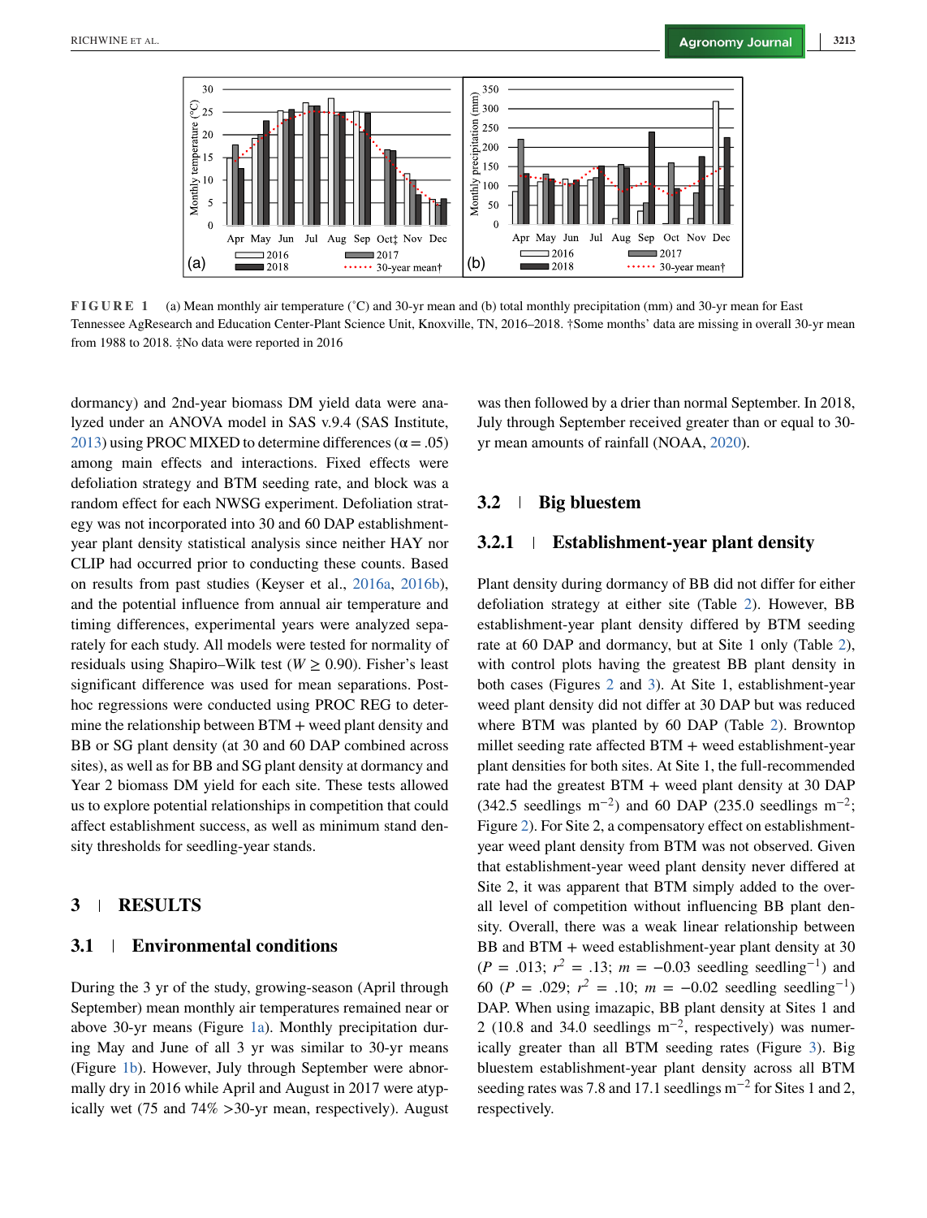FIGURE 1 (a) Mean monthly air temperature (°C) and 30-yr mean and (b) total monthly precipitation (mm) and 30-yr mean for East Tennessee AgResearch and Education Center-Plant Science Unit, Knoxville, TN, 2016–2018. †Some months' data are missing in overall 30-yr mean from 1988 to 2018. ‡No data were reported in 2016

dormancy) and 2nd-year biomass DM yield data were analyzed under an ANOVA model in SAS v.9.4 (SAS Institute, 2013) using PROC MIXED to determine differences ($\alpha = .05$) among main effects and interactions. Fixed effects were defoliation strategy and BTM seeding rate, and block was a random effect for each NWSG experiment. Defoliation strategy was not incorporated into 30 and 60 DAP establishment-year plant density statistical analysis since neither HAY nor CLIP had occurred prior to conducting these counts. Based on results from past studies (Keyser et al., 2016a, 2016b), and the potential influence from annual air temperature and timing differences, experimental years were analyzed separately for each study. All models were tested for normality of residuals using Shapiro–Wilk test ($W \geq 0.90$). Fisher's least significant difference was used for mean separations. Post-hoc regressions were conducted using PROC REG to determine the relationship between BTM + weed plant density and BB or SG plant density (at 30 and 60 DAP combined across sites), as well as for BB and SG plant density at dormancy and Year 2 biomass DM yield for each site. These tests allowed us to explore potential relationships in competition that could affect establishment success, as well as minimum stand density thresholds for seedling-year stands.

## 3 | RESULTS

### 3.1 | Environmental conditions

During the 3 yr of the study, growing-season (April through September) mean monthly air temperatures remained near or above 30-yr means (Figure 1a). Monthly precipitation during May and June of all 3 yr was similar to 30-yr means (Figure 1b). However, July through September were abnormally dry in 2016 while April and August in 2017 were atypically wet (75 and 74% >30-yr mean, respectively). August was then followed by a drier than normal September. In 2018, July through September received greater than or equal to 30-yr mean amounts of rainfall (NOAA, 2020).

### 3.2 | Big bluestem

#### 3.2.1 | Establishment-year plant density

Plant density during dormancy of BB did not differ for either defoliation strategy at either site (Table 2). However, BB establishment-year plant density differed by BTM seeding rate at 60 DAP and dormancy, but at Site 1 only (Table 2), with control plots having the greatest BB plant density in both cases (Figures 2 and 3). At Site 1, establishment-year weed plant density did not differ at 30 DAP but was reduced where BTM was planted by 60 DAP (Table 2). Browntop millet seeding rate affected BTM + weed establishment-year plant densities for both sites. At Site 1, the full-recommended rate had the greatest BTM + weed plant density at 30 DAP (342.5 seedlings m$^{-2}$) and 60 DAP (235.0 seedlings m$^{-2}$; Figure 2). For Site 2, a compensatory effect on establishment-year weed plant density from BTM was not observed. Given that establishment-year weed plant density never differed at Site 2, it was apparent that BTM simply added to the overall level of competition without influencing BB plant density. Overall, there was a weak linear relationship between BB and BTM + weed establishment-year plant density at 30 ($P = .013$; $r^2 = .13$; $m = -0.03$ seedling seedling$^{-1}$) and 60 ($P = .029$; $r^2 = .10$; $m = -0.02$ seedling seedling$^{-1}$) DAP. When using imazapic, BB plant density at Sites 1 and 2 (10.8 and 34.0 seedlings m$^{-2}$, respectively) was numerically greater than all BTM seeding rates (Figure 3). Big bluestem establishment-year plant density across all BTM seeding rates was 7.8 and 17.1 seedlings m$^{-2}$ for Sites 1 and 2, respectively.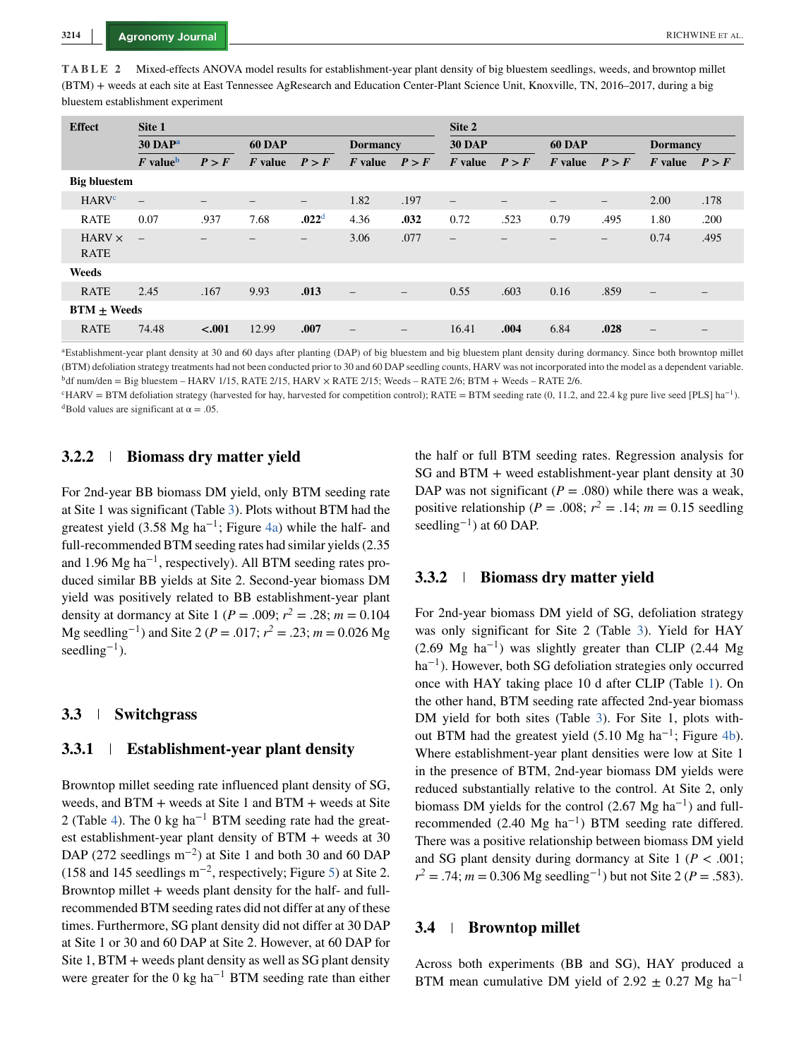**TABLE 2** Mixed-effects ANOVA model results for establishment-year plant density of big bluestem seedlings, weeds, and browntop millet (BTM) + weeds at each site at East Tennessee AgResearch and Education Center-Plant Science Unit, Knoxville, TN, 2016–2017, during a big bluestem establishment experiment

| Effect | Site 1 | | | | | | Site 2 | | | | | |
|---|---|---|---|---|---|---|---|---|---|---|---|---|
| | 30 DAP[a] | | 60 DAP | | Dormancy | | 30 DAP | | 60 DAP | | Dormancy | |
| | *F* value[b] | *P* > *F* | *F* value | *P* > *F* | *F* value | *P* > *F* | *F* value | *P* > *F* | *F* value | *P* > *F* | *F* value | *P* > *F* |
| **Big bluestem** | | | | | | | | | | | | |
| HARV[c] | – | – | – | – | 1.82 | .197 | – | – | – | – | 2.00 | .178 |
| RATE | 0.07 | .937 | 7.68 | **.022**[d] | 4.36 | **.032** | 0.72 | .523 | 0.79 | .495 | 1.80 | .200 |
| HARV × RATE | – | – | – | – | 3.06 | .077 | – | – | – | – | 0.74 | .495 |
| **Weeds** | | | | | | | | | | | | |
| RATE | 2.45 | .167 | 9.93 | **.013** | – | – | 0.55 | .603 | 0.16 | .859 | – | – |
| **BTM + Weeds** | | | | | | | | | | | | |
| RATE | 74.48 | **<.001** | 12.99 | **.007** | – | – | 16.41 | **.004** | 6.84 | **.028** | – | – |

[a]Establishment-year plant density at 30 and 60 days after planting (DAP) of big bluestem and big bluestem plant density during dormancy. Since both browntop millet (BTM) defoliation strategy treatments had not been conducted prior to 30 and 60 DAP seedling counts, HARV was not incorporated into the model as a dependent variable.
[b]df num/den = Big bluestem – HARV 1/15, RATE 2/15, HARV × RATE 2/15; Weeds – RATE 2/6; BTM + Weeds – RATE 2/6.
[c]HARV = BTM defoliation strategy (harvested for hay, harvested for competition control); RATE = BTM seeding rate (0, 11.2, and 22.4 kg pure live seed [PLS] ha$^{-1}$).
[d]Bold values are significant at $\alpha = .05$.

### 3.2.2 | Biomass dry matter yield

For 2nd-year BB biomass DM yield, only BTM seeding rate at Site 1 was significant (Table 3). Plots without BTM had the greatest yield (3.58 Mg ha$^{-1}$; Figure 4a) while the half- and full-recommended BTM seeding rates had similar yields (2.35 and 1.96 Mg ha$^{-1}$, respectively). All BTM seeding rates produced similar BB yields at Site 2. Second-year biomass DM yield was positively related to BB establishment-year plant density at dormancy at Site 1 ($P = .009$; $r^2 = .28$; $m = 0.104$ Mg seedling$^{-1}$) and Site 2 ($P = .017$; $r^2 = .23$; $m = 0.026$ Mg seedling$^{-1}$).

## 3.3 | Switchgrass

### 3.3.1 | Establishment-year plant density

Browntop millet seeding rate influenced plant density of SG, weeds, and BTM + weeds at Site 1 and BTM + weeds at Site 2 (Table 4). The 0 kg ha$^{-1}$ BTM seeding rate had the greatest establishment-year plant density of BTM + weeds at 30 DAP (272 seedlings m$^{-2}$) at Site 1 and both 30 and 60 DAP (158 and 145 seedlings m$^{-2}$, respectively; Figure 5) at Site 2. Browntop millet + weeds plant density for the half- and full-recommended BTM seeding rates did not differ at any of these times. Furthermore, SG plant density did not differ at 30 DAP at Site 1 or 30 and 60 DAP at Site 2. However, at 60 DAP for Site 1, BTM + weeds plant density as well as SG plant density were greater for the 0 kg ha$^{-1}$ BTM seeding rate than either the half or full BTM seeding rates. Regression analysis for SG and BTM + weed establishment-year plant density at 30 DAP was not significant ($P = .080$) while there was a weak, positive relationship ($P = .008$; $r^2 = .14$; $m = 0.15$ seedling seedling$^{-1}$) at 60 DAP.

### 3.3.2 | Biomass dry matter yield

For 2nd-year biomass DM yield of SG, defoliation strategy was only significant for Site 2 (Table 3). Yield for HAY (2.69 Mg ha$^{-1}$) was slightly greater than CLIP (2.44 Mg ha$^{-1}$). However, both SG defoliation strategies only occurred once with HAY taking place 10 d after CLIP (Table 1). On the other hand, BTM seeding rate affected 2nd-year biomass DM yield for both sites (Table 3). For Site 1, plots without BTM had the greatest yield (5.10 Mg ha$^{-1}$; Figure 4b). Where establishment-year plant densities were low at Site 1 in the presence of BTM, 2nd-year biomass DM yields were reduced substantially relative to the control. At Site 2, only biomass DM yields for the control (2.67 Mg ha$^{-1}$) and full-recommended (2.40 Mg ha$^{-1}$) BTM seeding rate differed. There was a positive relationship between biomass DM yield and SG plant density during dormancy at Site 1 ($P < .001$; $r^2 = .74$; $m = 0.306$ Mg seedling$^{-1}$) but not Site 2 ($P = .583$).

## 3.4 | Browntop millet

Across both experiments (BB and SG), HAY produced a BTM mean cumulative DM yield of 2.92 ± 0.27 Mg ha$^{-1}$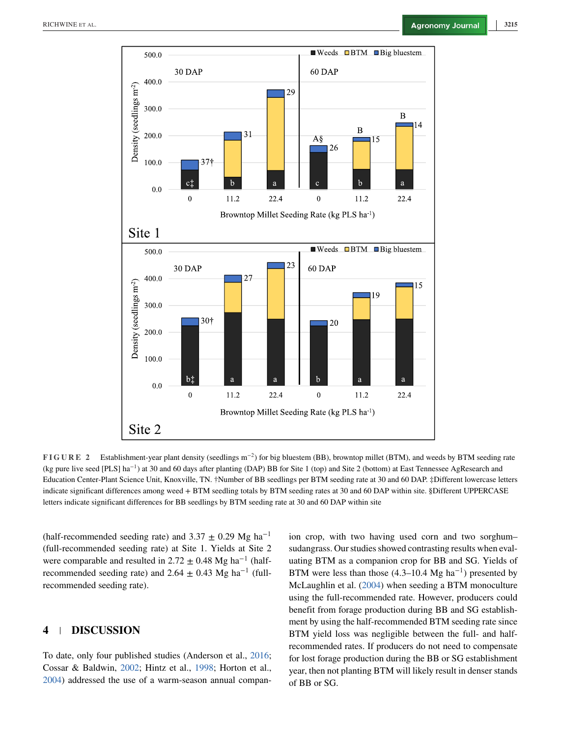FIGURE 2 Establishment-year plant density (seedlings $m^{-2}$) for big bluestem (BB), browntop millet (BTM), and weeds by BTM seeding rate (kg pure live seed [PLS] $ha^{-1}$) at 30 and 60 days after planting (DAP) BB for Site 1 (top) and Site 2 (bottom) at East Tennessee AgResearch and Education Center-Plant Science Unit, Knoxville, TN. †Number of BB seedlings per BTM seeding rate at 30 and 60 DAP. ‡Different lowercase letters indicate significant differences among weed + BTM seedling totals by BTM seeding rates at 30 and 60 DAP within site. §Different UPPERCASE letters indicate significant differences for BB seedlings by BTM seeding rate at 30 and 60 DAP within site

(half-recommended seeding rate) and 3.37 ± 0.29 Mg $ha^{-1}$ (full-recommended seeding rate) at Site 1. Yields at Site 2 were comparable and resulted in 2.72 ± 0.48 Mg $ha^{-1}$ (half-recommended seeding rate) and 2.64 ± 0.43 Mg $ha^{-1}$ (full-recommended seeding rate).

## 4 | DISCUSSION

To date, only four published studies (Anderson et al., 2016; Cossar & Baldwin, 2002; Hintz et al., 1998; Horton et al., 2004) addressed the use of a warm-season annual companion crop, with two having used corn and two sorghum–sudangrass. Our studies showed contrasting results when evaluating BTM as a companion crop for BB and SG. Yields of BTM were less than those (4.3–10.4 Mg $ha^{-1}$) presented by McLaughlin et al. (2004) when seeding a BTM monoculture using the full-recommended rate. However, producers could benefit from forage production during BB and SG establishment by using the half-recommended BTM seeding rate since BTM yield loss was negligible between the full- and half-recommended rates. If producers do not need to compensate for lost forage production during the BB or SG establishment year, then not planting BTM will likely result in denser stands of BB or SG.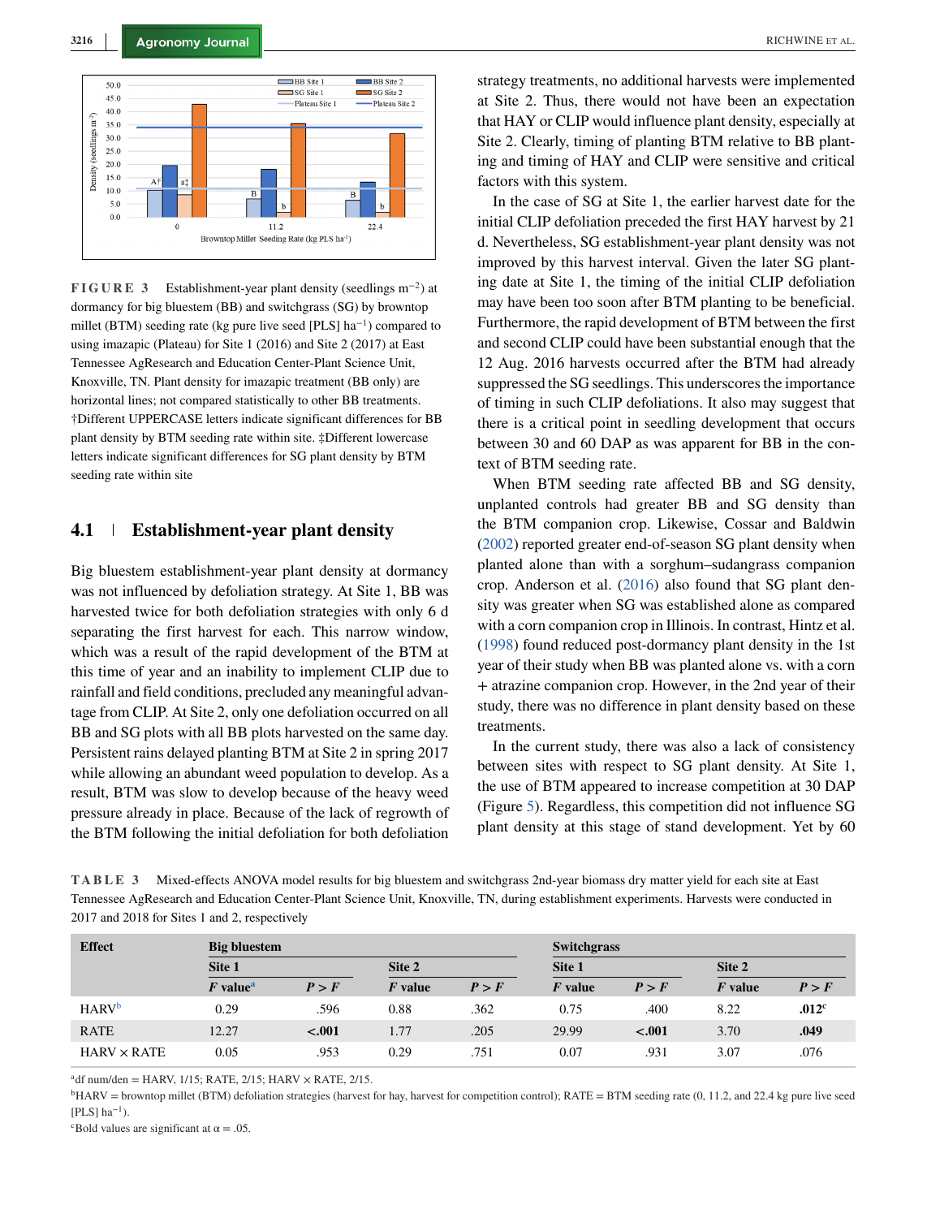FIGURE 3 Establishment-year plant density (seedlings m$^{-2}$) at dormancy for big bluestem (BB) and switchgrass (SG) by browntop millet (BTM) seeding rate (kg pure live seed [PLS] ha$^{-1}$) compared to using imazapic (Plateau) for Site 1 (2016) and Site 2 (2017) at East Tennessee AgResearch and Education Center-Plant Science Unit, Knoxville, TN. Plant density for imazapic treatment (BB only) are horizontal lines; not compared statistically to other BB treatments. †Different UPPERCASE letters indicate significant differences for BB plant density by BTM seeding rate within site. ‡Different lowercase letters indicate significant differences for SG plant density by BTM seeding rate within site

## 4.1 Establishment-year plant density

Big bluestem establishment-year plant density at dormancy was not influenced by defoliation strategy. At Site 1, BB was harvested twice for both defoliation strategies with only 6 d separating the first harvest for each. This narrow window, which was a result of the rapid development of the BTM at this time of year and an inability to implement CLIP due to rainfall and field conditions, precluded any meaningful advantage from CLIP. At Site 2, only one defoliation occurred on all BB and SG plots with all BB plots harvested on the same day. Persistent rains delayed planting BTM at Site 2 in spring 2017 while allowing an abundant weed population to develop. As a result, BTM was slow to develop because of the heavy weed pressure already in place. Because of the lack of regrowth of the BTM following the initial defoliation for both defoliation strategy treatments, no additional harvests were implemented at Site 2. Thus, there would not have been an expectation that HAY or CLIP would influence plant density, especially at Site 2. Clearly, timing of planting BTM relative to BB planting and timing of HAY and CLIP were sensitive and critical factors with this system.

In the case of SG at Site 1, the earlier harvest date for the initial CLIP defoliation preceded the first HAY harvest by 21 d. Nevertheless, SG establishment-year plant density was not improved by this harvest interval. Given the later SG planting date at Site 1, the timing of the initial CLIP defoliation may have been too soon after BTM planting to be beneficial. Furthermore, the rapid development of BTM between the first and second CLIP could have been substantial enough that the 12 Aug. 2016 harvests occurred after the BTM had already suppressed the SG seedlings. This underscores the importance of timing in such CLIP defoliations. It also may suggest that there is a critical point in seedling development that occurs between 30 and 60 DAP as was apparent for BB in the context of BTM seeding rate.

When BTM seeding rate affected BB and SG density, unplanted controls had greater BB and SG density than the BTM companion crop. Likewise, Cossar and Baldwin (2002) reported greater end-of-season SG plant density when planted alone than with a sorghum–sudangrass companion crop. Anderson et al. (2016) also found that SG plant density was greater when SG was established alone as compared with a corn companion crop in Illinois. In contrast, Hintz et al. (1998) found reduced post-dormancy plant density in the 1st year of their study when BB was planted alone vs. with a corn + atrazine companion crop. However, in the 2nd year of their study, there was no difference in plant density based on these treatments.

In the current study, there was also a lack of consistency between sites with respect to SG plant density. At Site 1, the use of BTM appeared to increase competition at 30 DAP (Figure 5). Regardless, this competition did not influence SG plant density at this stage of stand development. Yet by 60

TABLE 3 Mixed-effects ANOVA model results for big bluestem and switchgrass 2nd-year biomass dry matter yield for each site at East Tennessee AgResearch and Education Center-Plant Science Unit, Knoxville, TN, during establishment experiments. Harvests were conducted in 2017 and 2018 for Sites 1 and 2, respectively

| Effect | Big bluestem | | | | Switchgrass | | | |
|---|---|---|---|---|---|---|---|---|
| | Site 1 | | Site 2 | | Site 1 | | Site 2 | |
| | *F* value[a] | *P* > *F* | *F* value | *P* > *F* | *F* value | *P* > *F* | *F* value | *P* > *F* |
| HARV[b] | 0.29 | .596 | 0.88 | .362 | 0.75 | .400 | 8.22 | **.012**[c] |
| RATE | 12.27 | **<.001** | 1.77 | .205 | 29.99 | **<.001** | 3.70 | **.049** |
| HARV × RATE | 0.05 | .953 | 0.29 | .751 | 0.07 | .931 | 3.07 | .076 |

[a]df num/den = HARV, 1/15; RATE, 2/15; HARV × RATE, 2/15.

[b]HARV = browntop millet (BTM) defoliation strategies (harvest for hay, harvest for competition control); RATE = BTM seeding rate (0, 11.2, and 22.4 kg pure live seed [PLS] ha$^{-1}$).

[c]Bold values are significant at α = .05.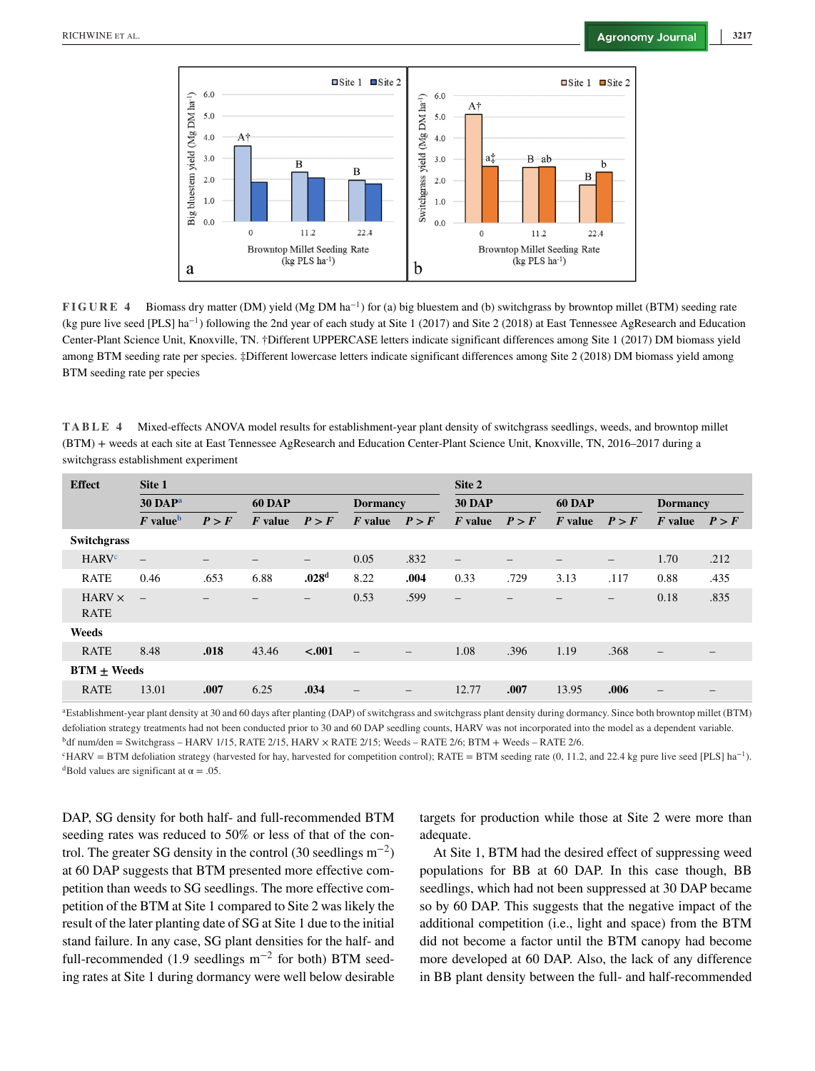**FIGURE 4** Biomass dry matter (DM) yield (Mg DM ha$^{-1}$) for (a) big bluestem and (b) switchgrass by browntop millet (BTM) seeding rate (kg pure live seed [PLS] ha$^{-1}$) following the 2nd year of each study at Site 1 (2017) and Site 2 (2018) at East Tennessee AgResearch and Education Center-Plant Science Unit, Knoxville, TN. †Different UPPERCASE letters indicate significant differences among Site 1 (2017) DM biomass yield among BTM seeding rate per species. ‡Different lowercase letters indicate significant differences among Site 2 (2018) DM biomass yield among BTM seeding rate per species

**TABLE 4** Mixed-effects ANOVA model results for establishment-year plant density of switchgrass seedlings, weeds, and browntop millet (BTM) + weeds at each site at East Tennessee AgResearch and Education Center-Plant Science Unit, Knoxville, TN, 2016–2017 during a switchgrass establishment experiment

| Effect | Site 1 | | | | | | Site 2 | | | | | |
|---|---|---|---|---|---|---|---|---|---|---|---|---|
| | 30 DAP[a] | | 60 DAP | | Dormancy | | 30 DAP | | 60 DAP | | Dormancy | |
| | *F* value[b] | *P* > *F* | *F* value | *P* > *F* | *F* value | *P* > *F* | *F* value | *P* > *F* | *F* value | *P* > *F* | *F* value | *P* > *F* |
| **Switchgrass** | | | | | | | | | | | | |
| HARV[c] | – | – | – | – | 0.05 | .832 | – | – | – | – | 1.70 | .212 |
| RATE | 0.46 | .653 | 6.88 | **.028**[d] | 8.22 | **.004** | 0.33 | .729 | 3.13 | .117 | 0.88 | .435 |
| HARV × RATE | – | – | – | – | 0.53 | .599 | – | – | – | – | 0.18 | .835 |
| **Weeds** | | | | | | | | | | | | |
| RATE | 8.48 | **.018** | 43.46 | **<.001** | – | – | 1.08 | .396 | 1.19 | .368 | – | – |
| **BTM ± Weeds** | | | | | | | | | | | | |
| RATE | 13.01 | **.007** | 6.25 | **.034** | – | – | 12.77 | **.007** | 13.95 | **.006** | – | – |

[a]Establishment-year plant density at 30 and 60 days after planting (DAP) of switchgrass and switchgrass plant density during dormancy. Since both browntop millet (BTM) defoliation strategy treatments had not been conducted prior to 30 and 60 DAP seedling counts, HARV was not incorporated into the model as a dependent variable.
[b]df num/den = Switchgrass – HARV 1/15, RATE 2/15, HARV × RATE 2/15; Weeds – RATE 2/6; BTM + Weeds – RATE 2/6.
[c]HARV = BTM defoliation strategy (harvested for hay, harvested for competition control); RATE = BTM seeding rate (0, 11.2, and 22.4 kg pure live seed [PLS] ha$^{-1}$).
[d]Bold values are significant at α = .05.

DAP, SG density for both half- and full-recommended BTM seeding rates was reduced to 50% or less of that of the control. The greater SG density in the control (30 seedlings m$^{-2}$) at 60 DAP suggests that BTM presented more effective competition than weeds to SG seedlings. The more effective competition of the BTM at Site 1 compared to Site 2 was likely the result of the later planting date of SG at Site 1 due to the initial stand failure. In any case, SG plant densities for the half- and full-recommended (1.9 seedlings m$^{-2}$ for both) BTM seeding rates at Site 1 during dormancy were well below desirable targets for production while those at Site 2 were more than adequate.

At Site 1, BTM had the desired effect of suppressing weed populations for BB at 60 DAP. In this case though, BB seedlings, which had not been suppressed at 30 DAP became so by 60 DAP. This suggests that the negative impact of the additional competition (i.e., light and space) from the BTM did not become a factor until the BTM canopy had become more developed at 60 DAP. Also, the lack of any difference in BB plant density between the full- and half-recommended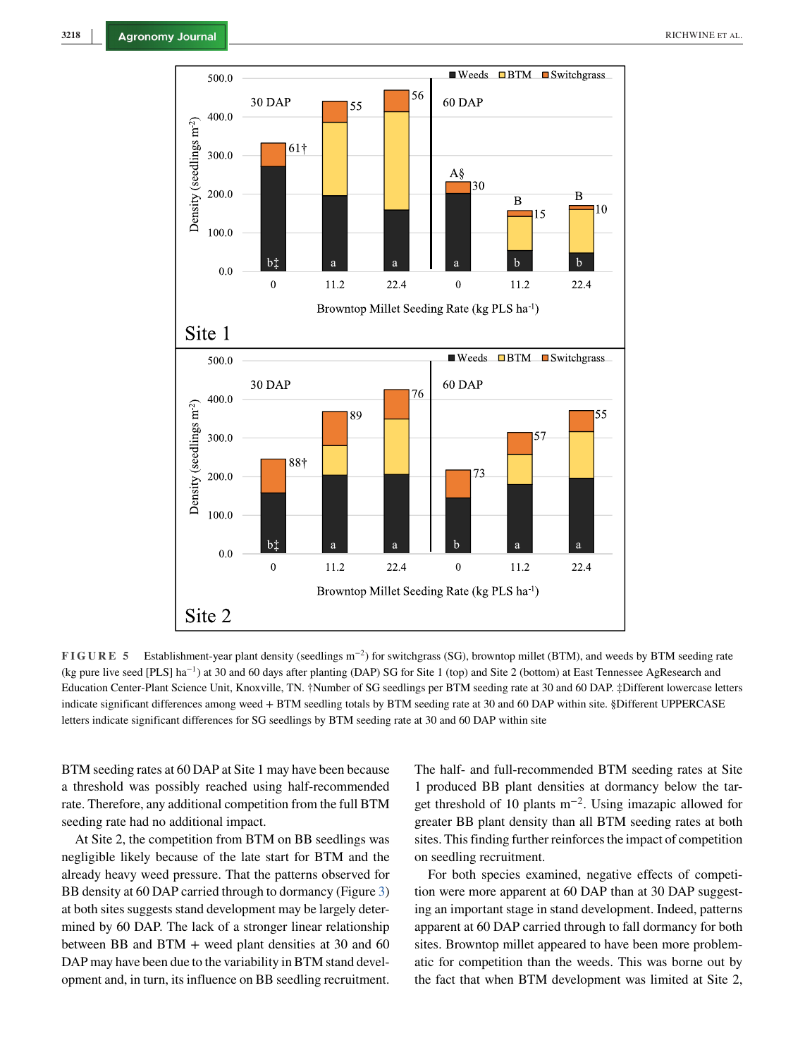**FIGURE 5** Establishment-year plant density (seedlings m$^{-2}$) for switchgrass (SG), browntop millet (BTM), and weeds by BTM seeding rate (kg pure live seed [PLS] ha$^{-1}$) at 30 and 60 days after planting (DAP) SG for Site 1 (top) and Site 2 (bottom) at East Tennessee AgResearch and Education Center-Plant Science Unit, Knoxville, TN. †Number of SG seedlings per BTM seeding rate at 30 and 60 DAP. ‡Different lowercase letters indicate significant differences among weed + BTM seedling totals by BTM seeding rate at 30 and 60 DAP within site. §Different UPPERCASE letters indicate significant differences for SG seedlings by BTM seeding rate at 30 and 60 DAP within site

BTM seeding rates at 60 DAP at Site 1 may have been because a threshold was possibly reached using half-recommended rate. Therefore, any additional competition from the full BTM seeding rate had no additional impact.

At Site 2, the competition from BTM on BB seedlings was negligible likely because of the late start for BTM and the already heavy weed pressure. That the patterns observed for BB density at 60 DAP carried through to dormancy (Figure 3) at both sites suggests stand development may be largely determined by 60 DAP. The lack of a stronger linear relationship between BB and BTM + weed plant densities at 30 and 60 DAP may have been due to the variability in BTM stand development and, in turn, its influence on BB seedling recruitment.

The half- and full-recommended BTM seeding rates at Site 1 produced BB plant densities at dormancy below the target threshold of 10 plants m$^{-2}$. Using imazapic allowed for greater BB plant density than all BTM seeding rates at both sites. This finding further reinforces the impact of competition on seedling recruitment.

For both species examined, negative effects of competition were more apparent at 60 DAP than at 30 DAP suggesting an important stage in stand development. Indeed, patterns apparent at 60 DAP carried through to fall dormancy for both sites. Browntop millet appeared to have been more problematic for competition than the weeds. This was borne out by the fact that when BTM development was limited at Site 2,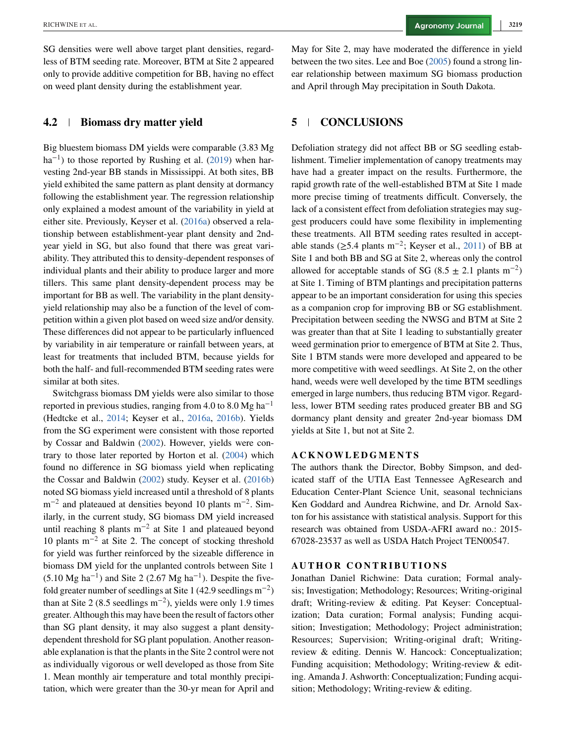SG densities were well above target plant densities, regardless of BTM seeding rate. Moreover, BTM at Site 2 appeared only to provide additive competition for BB, having no effect on weed plant density during the establishment year.

### 4.2 | Biomass dry matter yield

Big bluestem biomass DM yields were comparable (3.83 Mg $ha^{-1}$) to those reported by Rushing et al. (2019) when harvesting 2nd-year BB stands in Mississippi. At both sites, BB yield exhibited the same pattern as plant density at dormancy following the establishment year. The regression relationship only explained a modest amount of the variability in yield at either site. Previously, Keyser et al. (2016a) observed a relationship between establishment-year plant density and 2nd-year yield in SG, but also found that there was great variability. They attributed this to density-dependent responses of individual plants and their ability to produce larger and more tillers. This same plant density-dependent process may be important for BB as well. The variability in the plant density-yield relationship may also be a function of the level of competition within a given plot based on weed size and/or density. These differences did not appear to be particularly influenced by variability in air temperature or rainfall between years, at least for treatments that included BTM, because yields for both the half- and full-recommended BTM seeding rates were similar at both sites.

Switchgrass biomass DM yields were also similar to those reported in previous studies, ranging from 4.0 to 8.0 Mg $ha^{-1}$ (Hedtcke et al., 2014; Keyser et al., 2016a, 2016b). Yields from the SG experiment were consistent with those reported by Cossar and Baldwin (2002). However, yields were contrary to those later reported by Horton et al. (2004) which found no difference in SG biomass yield when replicating the Cossar and Baldwin (2002) study. Keyser et al. (2016b) noted SG biomass yield increased until a threshold of 8 plants $m^{-2}$ and plateaued at densities beyond 10 plants $m^{-2}$. Similarly, in the current study, SG biomass DM yield increased until reaching 8 plants $m^{-2}$ at Site 1 and plateaued beyond 10 plants $m^{-2}$ at Site 2. The concept of stocking threshold for yield was further reinforced by the sizeable difference in biomass DM yield for the unplanted controls between Site 1 (5.10 Mg $ha^{-1}$) and Site 2 (2.67 Mg $ha^{-1}$). Despite the five-fold greater number of seedlings at Site 1 (42.9 seedlings $m^{-2}$) than at Site 2 (8.5 seedlings $m^{-2}$), yields were only 1.9 times greater. Although this may have been the result of factors other than SG plant density, it may also suggest a plant density-dependent threshold for SG plant population. Another reasonable explanation is that the plants in the Site 2 control were not as individually vigorous or well developed as those from Site 1. Mean monthly air temperature and total monthly precipitation, which were greater than the 30-yr mean for April and May for Site 2, may have moderated the difference in yield between the two sites. Lee and Boe (2005) found a strong linear relationship between maximum SG biomass production and April through May precipitation in South Dakota.

## 5 | CONCLUSIONS

Defoliation strategy did not affect BB or SG seedling establishment. Timelier implementation of canopy treatments may have had a greater impact on the results. Furthermore, the rapid growth rate of the well-established BTM at Site 1 made more precise timing of treatments difficult. Conversely, the lack of a consistent effect from defoliation strategies may suggest producers could have some flexibility in implementing these treatments. All BTM seeding rates resulted in acceptable stands ($\geq$5.4 plants $m^{-2}$; Keyser et al., 2011) of BB at Site 1 and both BB and SG at Site 2, whereas only the control allowed for acceptable stands of SG ($8.5 \pm 2.1$ plants $m^{-2}$) at Site 1. Timing of BTM plantings and precipitation patterns appear to be an important consideration for using this species as a companion crop for improving BB or SG establishment. Precipitation between seeding the NWSG and BTM at Site 2 was greater than that at Site 1 leading to substantially greater weed germination prior to emergence of BTM at Site 2. Thus, Site 1 BTM stands were more developed and appeared to be more competitive with weed seedlings. At Site 2, on the other hand, weeds were well developed by the time BTM seedlings emerged in large numbers, thus reducing BTM vigor. Regardless, lower BTM seeding rates produced greater BB and SG dormancy plant density and greater 2nd-year biomass DM yields at Site 1, but not at Site 2.

### ACKNOWLEDGMENTS

The authors thank the Director, Bobby Simpson, and dedicated staff of the UTIA East Tennessee AgResearch and Education Center-Plant Science Unit, seasonal technicians Ken Goddard and Aundrea Richwine, and Dr. Arnold Saxton for his assistance with statistical analysis. Support for this research was obtained from USDA-AFRI award no.: 2015-67028-23537 as well as USDA Hatch Project TEN00547.

### AUTHOR CONTRIBUTIONS

Jonathan Daniel Richwine: Data curation; Formal analysis; Investigation; Methodology; Resources; Writing-original draft; Writing-review & editing. Pat Keyser: Conceptualization; Data curation; Formal analysis; Funding acquisition; Investigation; Methodology; Project administration; Resources; Supervision; Writing-original draft; Writing-review & editing. Dennis W. Hancock: Conceptualization; Funding acquisition; Methodology; Writing-review & editing. Amanda J. Ashworth: Conceptualization; Funding acquisition; Methodology; Writing-review & editing.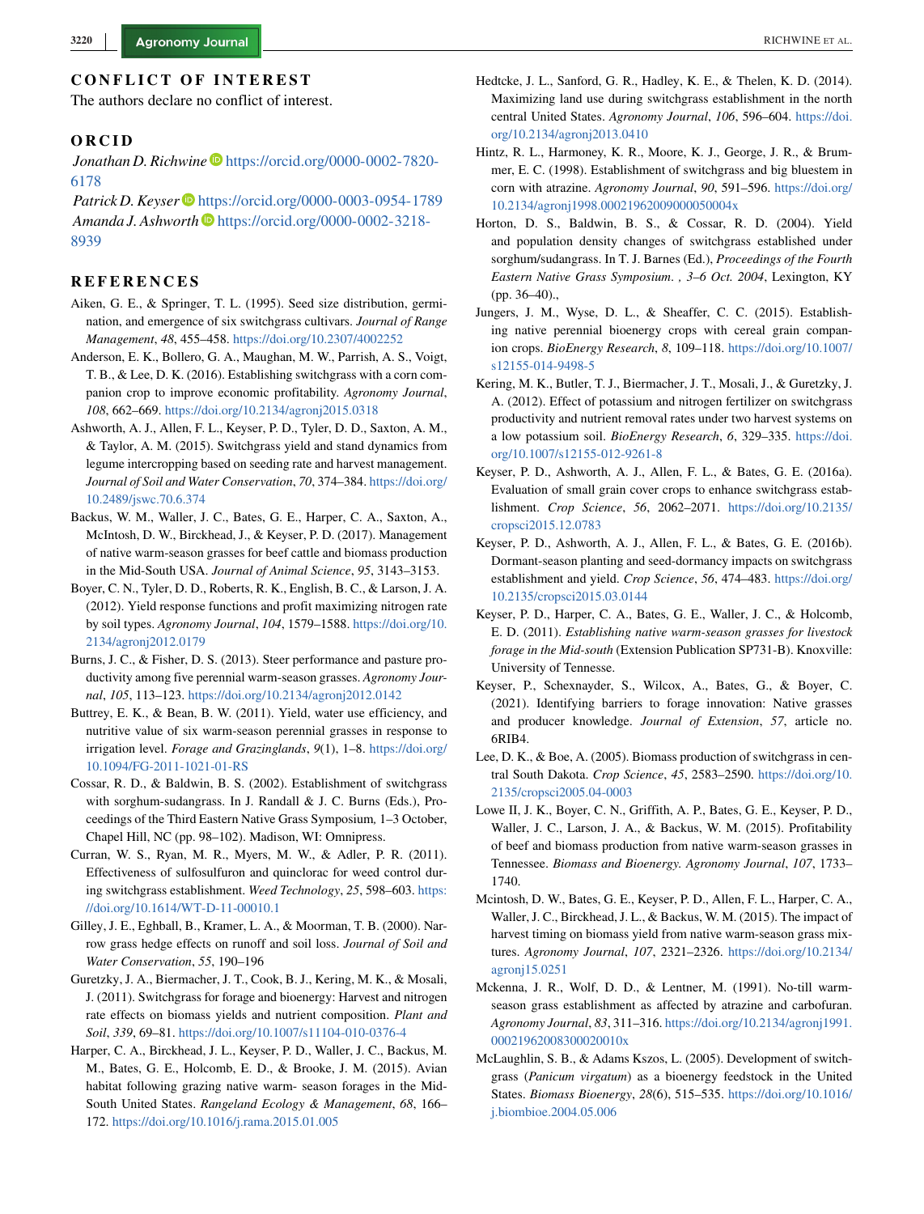## CONFLICT OF INTEREST

The authors declare no conflict of interest.

## ORCID

*Jonathan D. Richwine* https://orcid.org/0000-0002-7820-6178

*Patrick D. Keyser* https://orcid.org/0000-0003-0954-1789

*Amanda J. Ashworth* https://orcid.org/0000-0002-3218-8939

## REFERENCES

Aiken, G. E., & Springer, T. L. (1995). Seed size distribution, germination, and emergence of six switchgrass cultivars. *Journal of Range Management*, *48*, 455–458. https://doi.org/10.2307/4002252

Anderson, E. K., Bollero, G. A., Maughan, M. W., Parrish, A. S., Voigt, T. B., & Lee, D. K. (2016). Establishing switchgrass with a corn companion crop to improve economic profitability. *Agronomy Journal*, *108*, 662–669. https://doi.org/10.2134/agronj2015.0318

Ashworth, A. J., Allen, F. L., Keyser, P. D., Tyler, D. D., Saxton, A. M., & Taylor, A. M. (2015). Switchgrass yield and stand dynamics from legume intercropping based on seeding rate and harvest management. *Journal of Soil and Water Conservation*, *70*, 374–384. https://doi.org/10.2489/jswc.70.6.374

Backus, W. M., Waller, J. C., Bates, G. E., Harper, C. A., Saxton, A., McIntosh, D. W., Birckhead, J., & Keyser, P. D. (2017). Management of native warm-season grasses for beef cattle and biomass production in the Mid-South USA. *Journal of Animal Science*, *95*, 3143–3153.

Boyer, C. N., Tyler, D. D., Roberts, R. K., English, B. C., & Larson, J. A. (2012). Yield response functions and profit maximizing nitrogen rate by soil types. *Agronomy Journal*, *104*, 1579–1588. https://doi.org/10.2134/agronj2012.0179

Burns, J. C., & Fisher, D. S. (2013). Steer performance and pasture productivity among five perennial warm-season grasses. *Agronomy Journal*, *105*, 113–123. https://doi.org/10.2134/agronj2012.0142

Buttrey, E. K., & Bean, B. W. (2011). Yield, water use efficiency, and nutritive value of six warm-season perennial grasses in response to irrigation level. *Forage and Grazinglands*, *9*(1), 1–8. https://doi.org/10.1094/FG-2011-1021-01-RS

Cossar, R. D., & Baldwin, B. S. (2002). Establishment of switchgrass with sorghum-sudangrass. In J. Randall & J. C. Burns (Eds.), Proceedings of the Third Eastern Native Grass Symposium, 1–3 October, Chapel Hill, NC (pp. 98–102). Madison, WI: Omnipress.

Curran, W. S., Ryan, M. R., Myers, M. W., & Adler, P. R. (2011). Effectiveness of sulfosulfuron and quinclorac for weed control during switchgrass establishment. *Weed Technology*, *25*, 598–603. https://doi.org/10.1614/WT-D-11-00010.1

Gilley, J. E., Eghball, B., Kramer, L. A., & Moorman, T. B. (2000). Narrow grass hedge effects on runoff and soil loss. *Journal of Soil and Water Conservation*, *55*, 190–196

Guretzky, J. A., Biermacher, J. T., Cook, B. J., Kering, M. K., & Mosali, J. (2011). Switchgrass for forage and bioenergy: Harvest and nitrogen rate effects on biomass yields and nutrient composition. *Plant and Soil*, *339*, 69–81. https://doi.org/10.1007/s11104-010-0376-4

Harper, C. A., Birckhead, J. L., Keyser, P. D., Waller, J. C., Backus, M. M., Bates, G. E., Holcomb, E. D., & Brooke, J. M. (2015). Avian habitat following grazing native warm- season forages in the Mid-South United States. *Rangeland Ecology & Management*, *68*, 166–172. https://doi.org/10.1016/j.rama.2015.01.005

Hedtcke, J. L., Sanford, G. R., Hadley, K. E., & Thelen, K. D. (2014). Maximizing land use during switchgrass establishment in the north central United States. *Agronomy Journal*, *106*, 596–604. https://doi.org/10.2134/agronj2013.0410

Hintz, R. L., Harmoney, K. R., Moore, K. J., George, J. R., & Brummer, E. C. (1998). Establishment of switchgrass and big bluestem in corn with atrazine. *Agronomy Journal*, *90*, 591–596. https://doi.org/10.2134/agronj1998.00021962009000050004x

Horton, D. S., Baldwin, B. S., & Cossar, R. D. (2004). Yield and population density changes of switchgrass established under sorghum/sudangrass. In T. J. Barnes (Ed.), *Proceedings of the Fourth Eastern Native Grass Symposium. , 3–6 Oct. 2004*, Lexington, KY (pp. 36–40).,

Jungers, J. M., Wyse, D. L., & Sheaffer, C. C. (2015). Establishing native perennial bioenergy crops with cereal grain companion crops. *BioEnergy Research*, *8*, 109–118. https://doi.org/10.1007/s12155-014-9498-5

Kering, M. K., Butler, T. J., Biermacher, J. T., Mosali, J., & Guretzky, J. A. (2012). Effect of potassium and nitrogen fertilizer on switchgrass productivity and nutrient removal rates under two harvest systems on a low potassium soil. *BioEnergy Research*, *6*, 329–335. https://doi.org/10.1007/s12155-012-9261-8

Keyser, P. D., Ashworth, A. J., Allen, F. L., & Bates, G. E. (2016a). Evaluation of small grain cover crops to enhance switchgrass establishment. *Crop Science*, *56*, 2062–2071. https://doi.org/10.2135/cropsci2015.12.0783

Keyser, P. D., Ashworth, A. J., Allen, F. L., & Bates, G. E. (2016b). Dormant-season planting and seed-dormancy impacts on switchgrass establishment and yield. *Crop Science*, *56*, 474–483. https://doi.org/10.2135/cropsci2015.03.0144

Keyser, P. D., Harper, C. A., Bates, G. E., Waller, J. C., & Holcomb, E. D. (2011). *Establishing native warm-season grasses for livestock forage in the Mid-south* (Extension Publication SP731-B). Knoxville: University of Tennessee.

Keyser, P., Schexnayder, S., Wilcox, A., Bates, G., & Boyer, C. (2021). Identifying barriers to forage innovation: Native grasses and producer knowledge. *Journal of Extension*, *57*, article no. 6RIB4.

Lee, D. K., & Boe, A. (2005). Biomass production of switchgrass in central South Dakota. *Crop Science*, *45*, 2583–2590. https://doi.org/10.2135/cropsci2005.04-0003

Lowe II, J. K., Boyer, C. N., Griffith, A. P., Bates, G. E., Keyser, P. D., Waller, J. C., Larson, J. A., & Backus, W. M. (2015). Profitability of beef and biomass production from native warm-season grasses in Tennessee. *Biomass and Bioenergy. Agronomy Journal*, *107*, 1733–1740.

Mcintosh, D. W., Bates, G. E., Keyser, P. D., Allen, F. L., Harper, C. A., Waller, J. C., Birckhead, J. L., & Backus, W. M. (2015). The impact of harvest timing on biomass yield from native warm-season grass mixtures. *Agronomy Journal*, *107*, 2321–2326. https://doi.org/10.2134/agronj15.0251

Mckenna, J. R., Wolf, D. D., & Lentner, M. (1991). No-till warm-season grass establishment as affected by atrazine and carbofuran. *Agronomy Journal*, *83*, 311–316. https://doi.org/10.2134/agronj1991.00021962008300020010x

McLaughlin, S. B., & Adams Kszos, L. (2005). Development of switchgrass (*Panicum virgatum*) as a bioenergy feedstock in the United States. *Biomass Bioenergy*, *28*(6), 515–535. https://doi.org/10.1016/j.biombioe.2004.05.006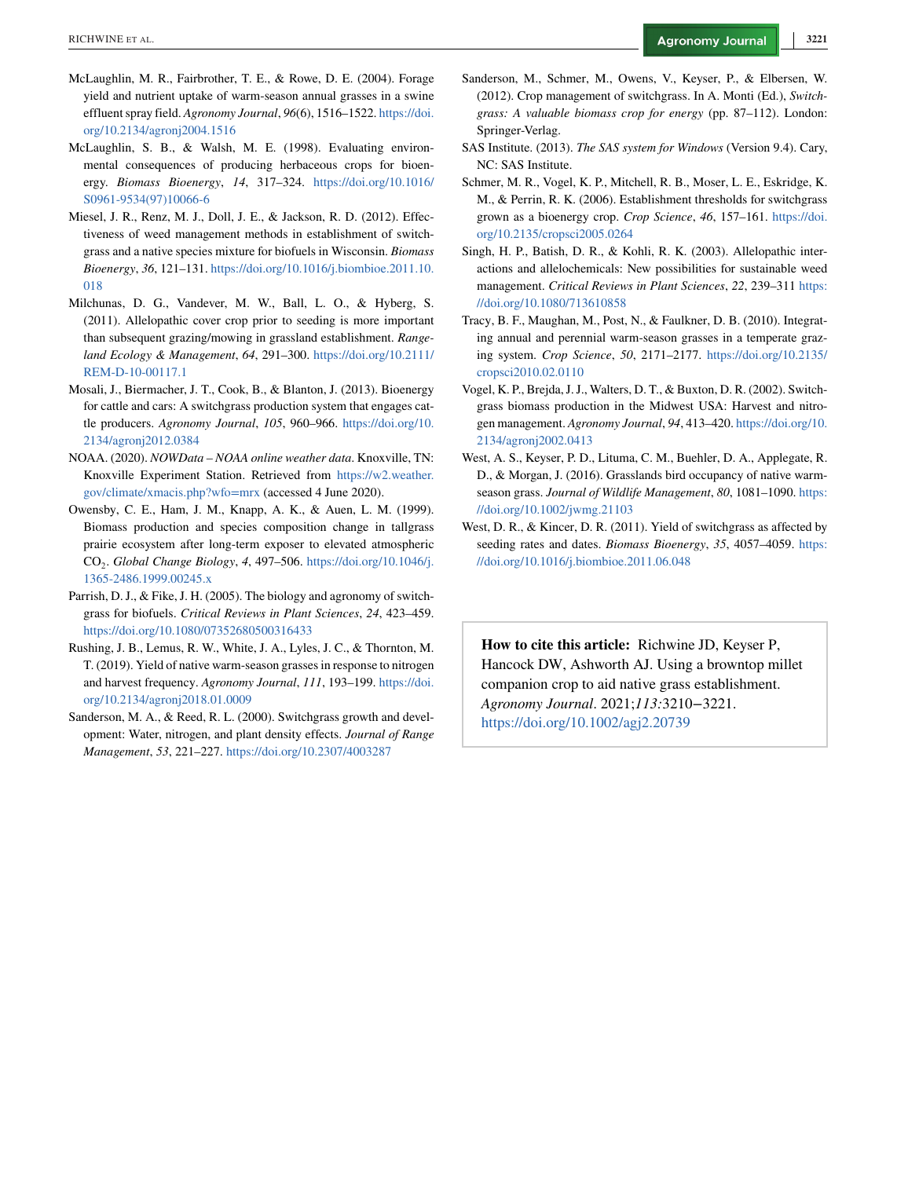McLaughlin, M. R., Fairbrother, T. E., & Rowe, D. E. (2004). Forage yield and nutrient uptake of warm-season annual grasses in a swine effluent spray field. *Agronomy Journal*, *96*(6), 1516–1522. https://doi.org/10.2134/agronj2004.1516

McLaughlin, S. B., & Walsh, M. E. (1998). Evaluating environmental consequences of producing herbaceous crops for bioenergy. *Biomass Bioenergy*, *14*, 317–324. https://doi.org/10.1016/S0961-9534(97)10066-6

Miesel, J. R., Renz, M. J., Doll, J. E., & Jackson, R. D. (2012). Effectiveness of weed management methods in establishment of switchgrass and a native species mixture for biofuels in Wisconsin. *Biomass Bioenergy*, *36*, 121–131. https://doi.org/10.1016/j.biombioe.2011.10.018

Milchunas, D. G., Vandever, M. W., Ball, L. O., & Hyberg, S. (2011). Allelopathic cover crop prior to seeding is more important than subsequent grazing/mowing in grassland establishment. *Rangeland Ecology & Management*, *64*, 291–300. https://doi.org/10.2111/REM-D-10-00117.1

Mosali, J., Biermacher, J. T., Cook, B., & Blanton, J. (2013). Bioenergy for cattle and cars: A switchgrass production system that engages cattle producers. *Agronomy Journal*, *105*, 960–966. https://doi.org/10.2134/agronj2012.0384

NOAA. (2020). *NOWData – NOAA online weather data*. Knoxville, TN: Knoxville Experiment Station. Retrieved from https://w2.weather.gov/climate/xmacis.php?wfo=mrx (accessed 4 June 2020).

Owensby, C. E., Ham, J. M., Knapp, A. K., & Auen, L. M. (1999). Biomass production and species composition change in tallgrass prairie ecosystem after long-term exposer to elevated atmospheric $CO_2$. *Global Change Biology*, *4*, 497–506. https://doi.org/10.1046/j.1365-2486.1999.00245.x

Parrish, D. J., & Fike, J. H. (2005). The biology and agronomy of switchgrass for biofuels. *Critical Reviews in Plant Sciences*, *24*, 423–459. https://doi.org/10.1080/07352680500316433

Rushing, J. B., Lemus, R. W., White, J. A., Lyles, J. C., & Thornton, M. T. (2019). Yield of native warm-season grasses in response to nitrogen and harvest frequency. *Agronomy Journal*, *111*, 193–199. https://doi.org/10.2134/agronj2018.01.0009

Sanderson, M. A., & Reed, R. L. (2000). Switchgrass growth and development: Water, nitrogen, and plant density effects. *Journal of Range Management*, *53*, 221–227. https://doi.org/10.2307/4003287

Sanderson, M., Schmer, M., Owens, V., Keyser, P., & Elbersen, W. (2012). Crop management of switchgrass. In A. Monti (Ed.), *Switchgrass: A valuable biomass crop for energy* (pp. 87–112). London: Springer-Verlag.

SAS Institute. (2013). *The SAS system for Windows* (Version 9.4). Cary, NC: SAS Institute.

Schmer, M. R., Vogel, K. P., Mitchell, R. B., Moser, L. E., Eskridge, K. M., & Perrin, R. K. (2006). Establishment thresholds for switchgrass grown as a bioenergy crop. *Crop Science*, *46*, 157–161. https://doi.org/10.2135/cropsci2005.0264

Singh, H. P., Batish, D. R., & Kohli, R. K. (2003). Allelopathic interactions and allelochemicals: New possibilities for sustainable weed management. *Critical Reviews in Plant Sciences*, *22*, 239–311 https://doi.org/10.1080/713610858

Tracy, B. F., Maughan, M., Post, N., & Faulkner, D. B. (2010). Integrating annual and perennial warm-season grasses in a temperate grazing system. *Crop Science*, *50*, 2171–2177. https://doi.org/10.2135/cropsci2010.02.0110

Vogel, K. P., Brejda, J. J., Walters, D. T., & Buxton, D. R. (2002). Switchgrass biomass production in the Midwest USA: Harvest and nitrogen management. *Agronomy Journal*, *94*, 413–420. https://doi.org/10.2134/agronj2002.0413

West, A. S., Keyser, P. D., Lituma, C. M., Buehler, D. A., Applegate, R. D., & Morgan, J. (2016). Grasslands bird occupancy of native warm-season grass. *Journal of Wildlife Management*, *80*, 1081–1090. https://doi.org/10.1002/jwmg.21103

West, D. R., & Kincer, D. R. (2011). Yield of switchgrass as affected by seeding rates and dates. *Biomass Bioenergy*, *35*, 4057–4059. https://doi.org/10.1016/j.biombioe.2011.06.048

**How to cite this article:** Richwine JD, Keyser P, Hancock DW, Ashworth AJ. Using a browntop millet companion crop to aid native grass establishment. *Agronomy Journal*. 2021;*113*:3210–3221. https://doi.org/10.1002/agj2.20739